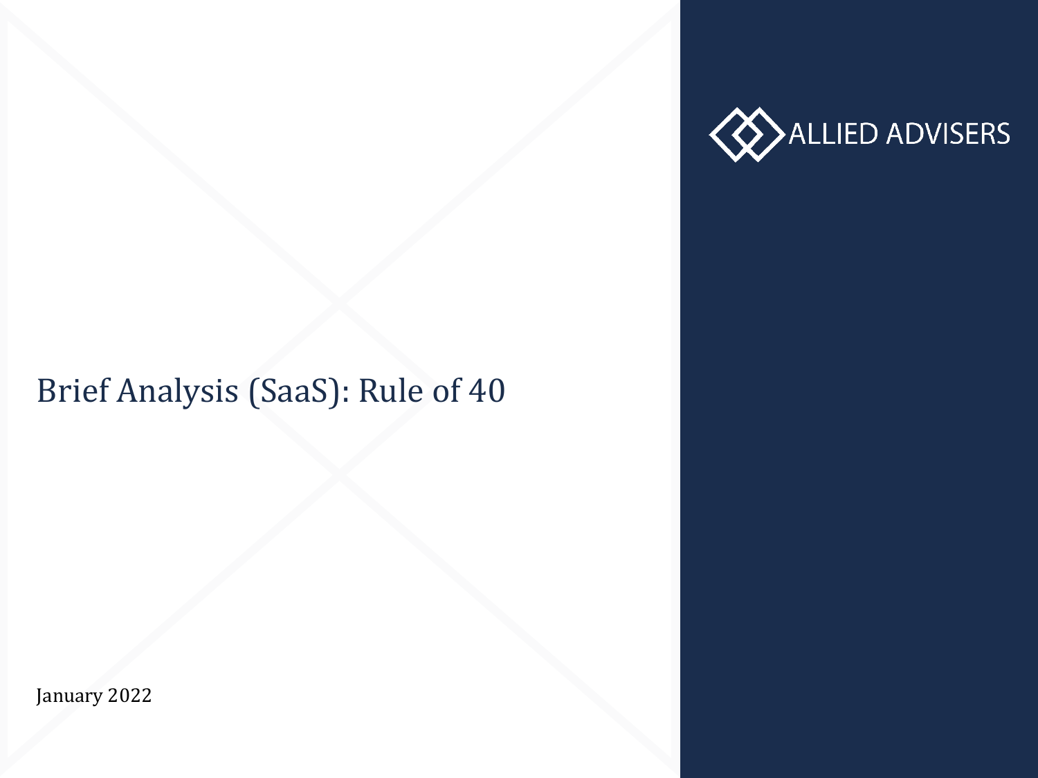ALLIED ADVISERS

# Brief Analysis (SaaS): Rule of 40

January 2022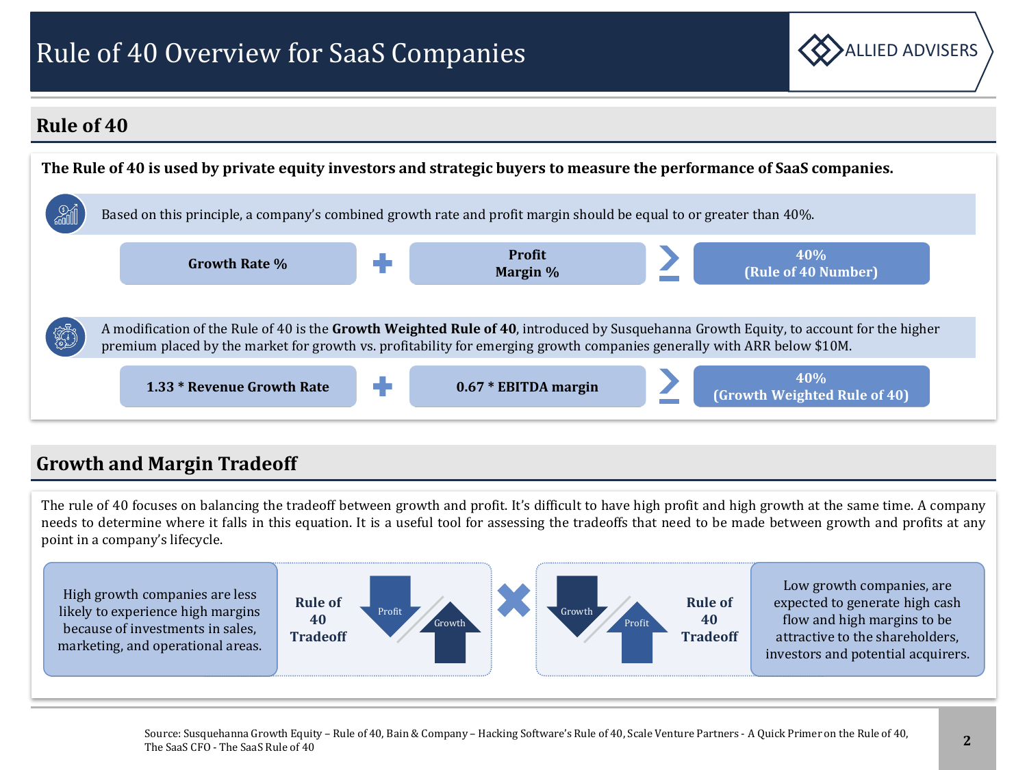# Rule of 40 Overview for SaaS Companies

## Rule of 40

**The Rule of 40 is used by private equity investors and strategic buyers to measure the performance of SaaS companies.**

Based on this principle, a company's combined growth rate and profit margin should be equal to or greater than 40%.

**Growth Rate %** + **Profit Margin %** ≥ **40% (Rule of 40 Number)**

A modification of the Rule of 40 is the **Growth Weighted Rule of 40**, introduced by Susquehanna Growth Equity, to account for the higher premium placed by the market for growth vs. profitability for emerging growth companies generally with ARR below $10M.

**1.33 * Revenue Growth Rate** + **0.67 * EBITDA margin** ≥ **40% (Growth Weighted Rule of 40)**

## Growth and Margin Tradeoff

The rule of 40 focuses on balancing the tradeoff between growth and profit. It's difficult to have high profit and high growth at the same time. A company needs to determine where it falls in this equation. It is a useful tool for assessing the tradeoffs that need to be made between growth and profits at any point in a company's lifecycle.

High growth companies are less likely to experience high margins because of investments in sales, marketing, and operational areas.

**Rule of 40 Tradeoff**: Profit ↓ Growth ↑

**Rule of 40 Tradeoff**: Growth ↓ Profit ↑

Low growth companies, are expected to generate high cash flow and high margins to be attractive to the shareholders, investors and potential acquirers.

Source: Susquehanna Growth Equity – Rule of 40, Bain & Company – Hacking Software's Rule of 40, Scale Venture Partners - A Quick Primer on the Rule of 40, The SaaS CFO - The SaaS Rule of 40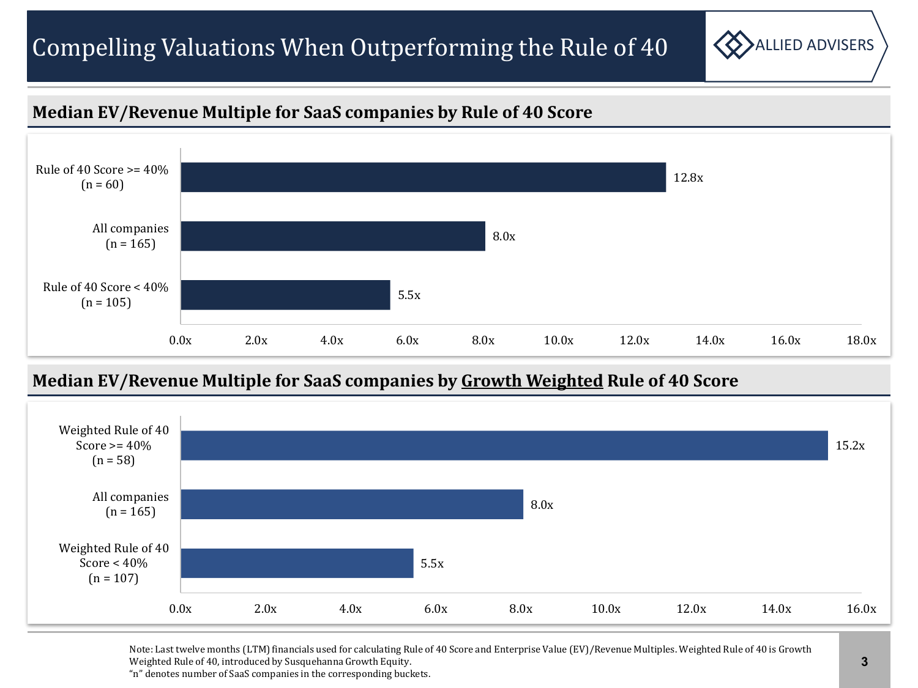# Compelling Valuations When Outperforming the Rule of 40

## Median EV/Revenue Multiple for SaaS companies by Rule of 40 Score

| Category | Median EV/Revenue Multiple |
|---|---|
| Rule of 40 Score >= 40% (n = 60) | 12.8x |
| All companies (n = 165) | 8.0x |
| Rule of 40 Score < 40% (n = 105) | 5.5x |

## Median EV/Revenue Multiple for SaaS companies by Growth Weighted Rule of 40 Score

| Category | Median EV/Revenue Multiple |
|---|---|
| Weighted Rule of 40 Score >= 40% (n = 58) | 15.2x |
| All companies (n = 165) | 8.0x |
| Weighted Rule of 40 Score < 40% (n = 107) | 5.5x |

Note: Last twelve months (LTM) financials used for calculating Rule of 40 Score and Enterprise Value (EV)/Revenue Multiples. Weighted Rule of 40 is Growth Weighted Rule of 40, introduced by Susquehanna Growth Equity.
"n" denotes number of SaaS companies in the corresponding buckets.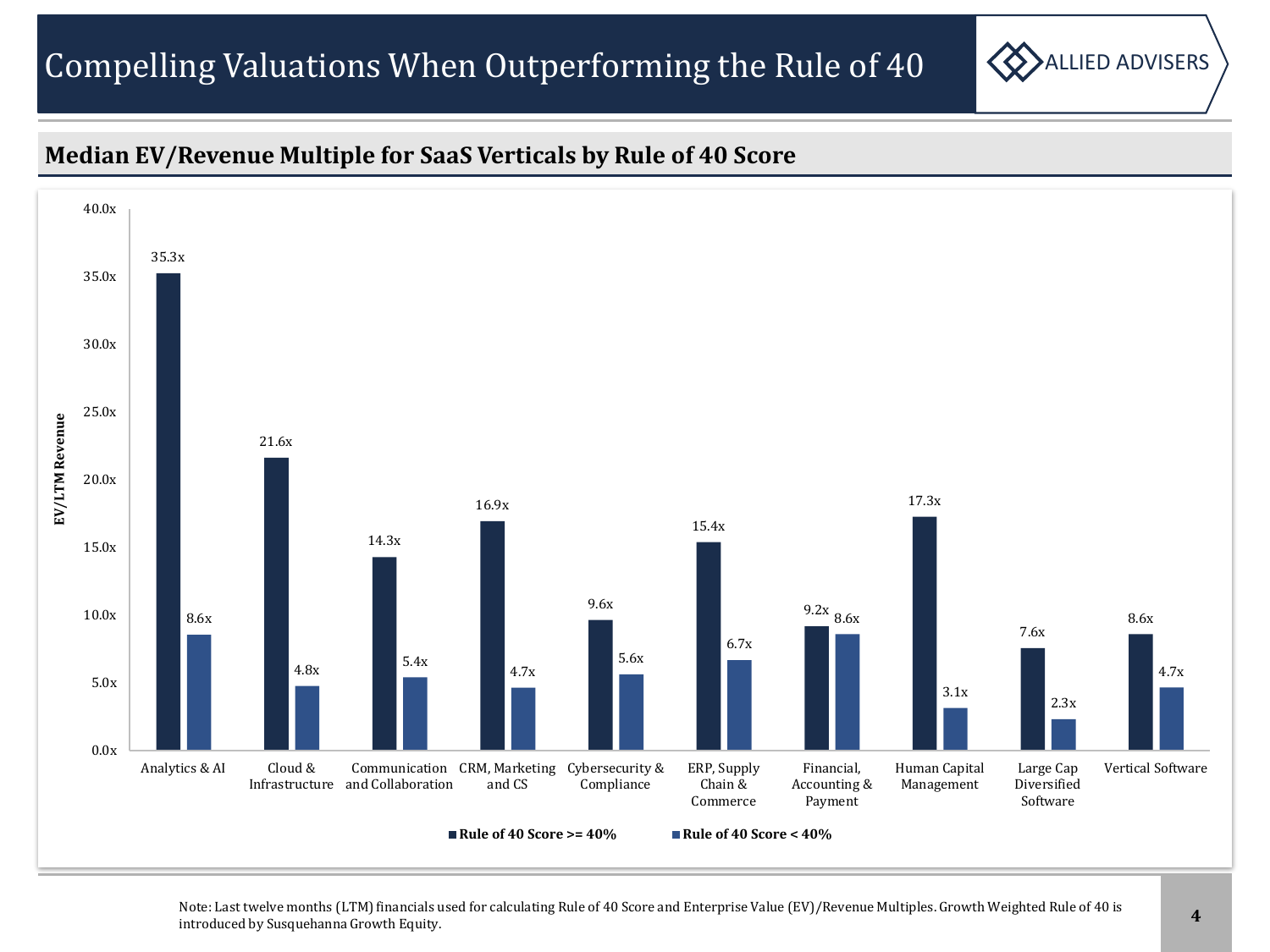# Compelling Valuations When Outperforming the Rule of 40

## Median EV/Revenue Multiple for SaaS Verticals by Rule of 40 Score

| SaaS Vertical | Rule of 40 Score >= 40% | Rule of 40 Score < 40% |
|---|---|---|
| Analytics & AI | 35.3x | 8.6x |
| Cloud & Infrastructure | 21.6x | 4.8x |
| Communication and Collaboration | 14.3x | 5.4x |
| CRM, Marketing and CS | 16.9x | 4.7x |
| Cybersecurity & Compliance | 9.6x | 5.6x |
| ERP, Supply Chain & Commerce | 15.4x | 6.7x |
| Financial, Accounting & Payment | 9.2x | 8.6x |
| Human Capital Management | 17.3x | 3.1x |
| Large Cap Diversified Software | 7.6x | 2.3x |
| Vertical Software | 8.6x | 4.7x |

Note: Last twelve months (LTM) financials used for calculating Rule of 40 Score and Enterprise Value (EV)/Revenue Multiples. Growth Weighted Rule of 40 is introduced by Susquehanna Growth Equity.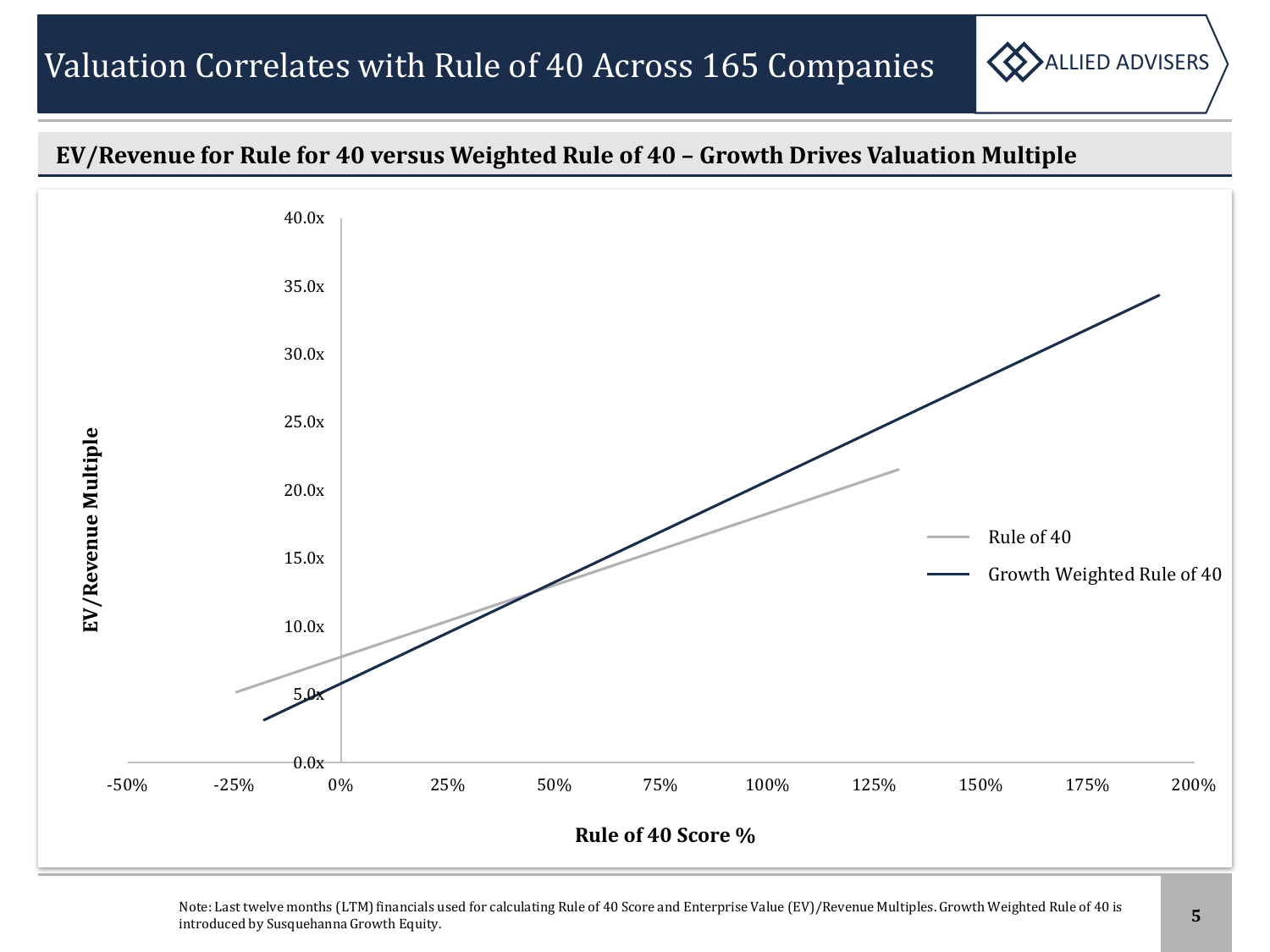# Valuation Correlates with Rule of 40 Across 165 Companies

## EV/Revenue for Rule for 40 versus Weighted Rule of 40 – Growth Drives Valuation Multiple

Note: Last twelve months (LTM) financials used for calculating Rule of 40 Score and Enterprise Value (EV)/Revenue Multiples. Growth Weighted Rule of 40 is introduced by Susquehanna Growth Equity.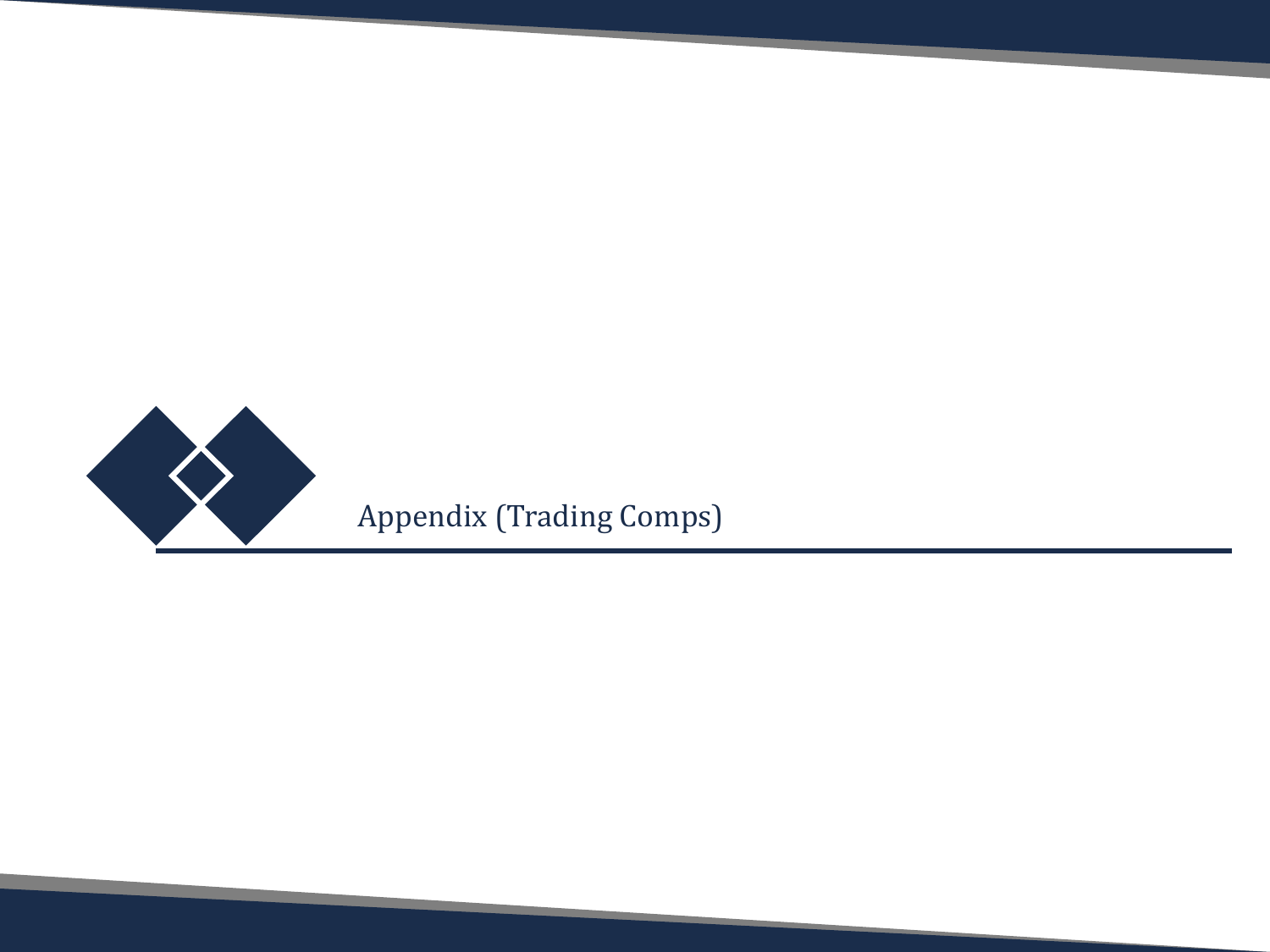# Appendix (Trading Comps)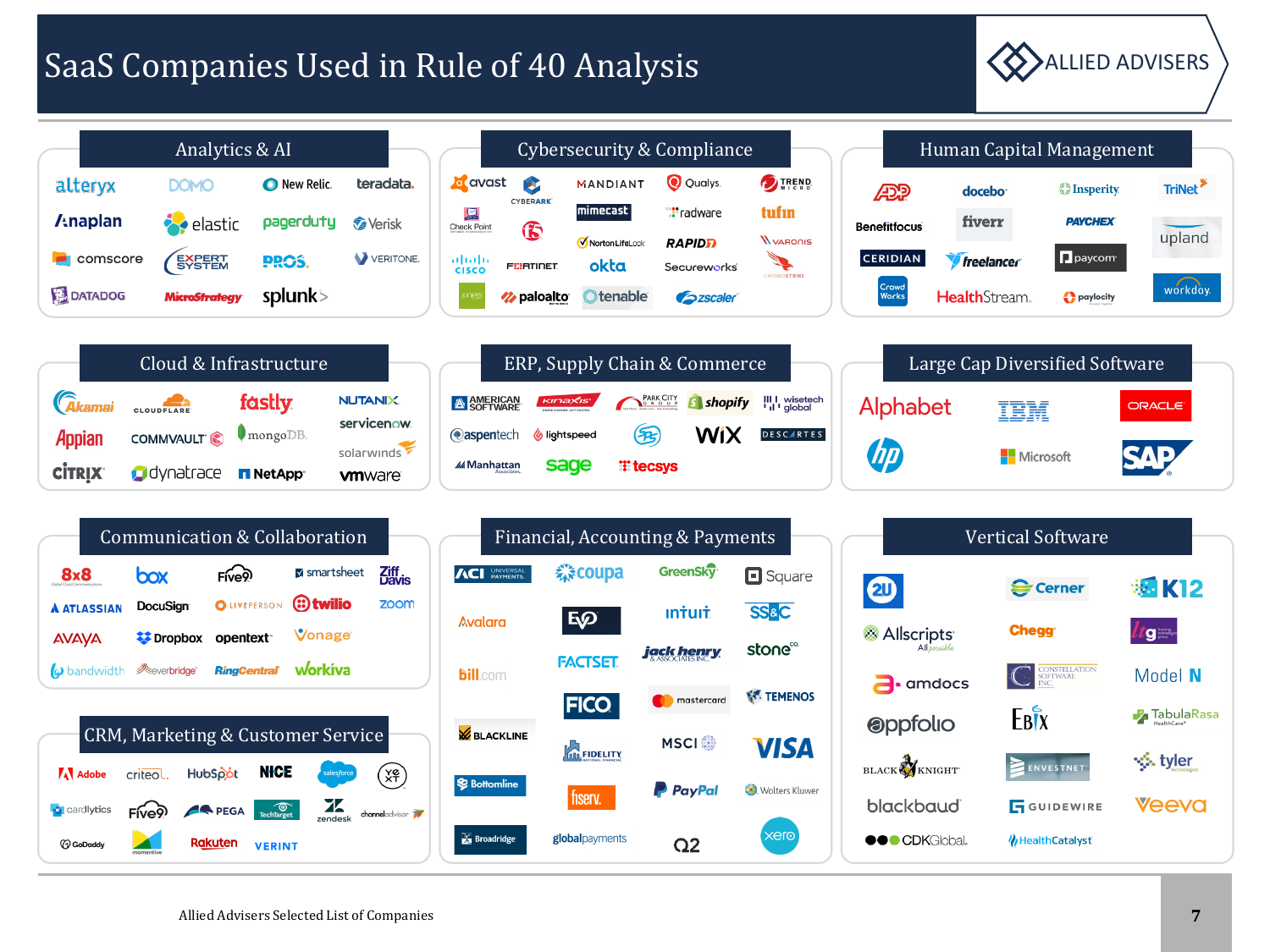# SaaS Companies Used in Rule of 40 Analysis

## Analytics & AI

alteryx, DOMO, New Relic, teradata, Anaplan, elastic, pagerduty, Verisk, comscore, Expert System, PROS, VERITONE, DATADOG, MicroStrategy, splunk

## Cybersecurity & Compliance

avast, CyberArk, MANDIANT, Qualys, Trend Micro, Check Point, F5, mimecast, radware, tufin, NortonLifeLock, RAPID7, VARONIS, CISCO, FORTINET, okta, Secureworks, CrowdStrike, Juniper, paloalto, tenable, zscaler

## Human Capital Management

ADP, docebo, Insperity, TriNet, Benefitfocus, fiverr, PAYCHEX, upland, CERIDIAN, freelancer, paycom, Crowd Works, HealthStream, paylocity, workday

## Cloud & Infrastructure

Akamai, CLOUDFLARE, fastly, NUTANIX, Appian, COMMVAULT, mongoDB, servicenow, solarwinds, CITRIX, dynatrace, NetApp, vmware

## ERP, Supply Chain & Commerce

American Software, Kinaxis, Park City Group, shopify, wisetech global, aspentech, lightspeed, SPS Commerce, WIX, DESCARTES, Manhattan Associates, sage, tecsys

## Large Cap Diversified Software

Alphabet, IBM, ORACLE, hp, Microsoft, SAP

## Communication & Collaboration

8x8, box, Five9, smartsheet, Ziff Davis, ATLASSIAN, DocuSign, LIVEPERSON, twilio, zoom, AVAYA, Dropbox, opentext, Vonage, bandwidth, everbridge, RingCentral, Workiva

## Financial, Accounting & Payments

ACI Universal Payments, coupa, GreenSky, Square, Avalara, EVO, intuit, SS&C, bill.com, FACTSET, jack henry & associates inc., stone co., FICO, mastercard, TEMENOS, BLACKLINE, Fidelity National Financial, MSCI, VISA, Bottomline, fiserv, PayPal, Wolters Kluwer, Broadridge, globalpayments, Q2, xero

## Vertical Software

2U, Cerner, K12, Allscripts, Chegg, ltg, amdocs, Constellation Software Inc., Model N, appfolio, EBIX, TabulaRasa HealthCare, Black Knight, ENVESTNET, tyler technologies, blackbaud, GUIDEWIRE, Veeva, CDK Global, HealthCatalyst

## CRM, Marketing & Customer Service

Adobe, criteo, HubSpot, NICE, salesforce, Yext, cardlytics, Five9, PEGA, TechTarget, zendesk, channeladvisor, GoDaddy, momentive, Rakuten, VERINT

Allied Advisers Selected List of Companies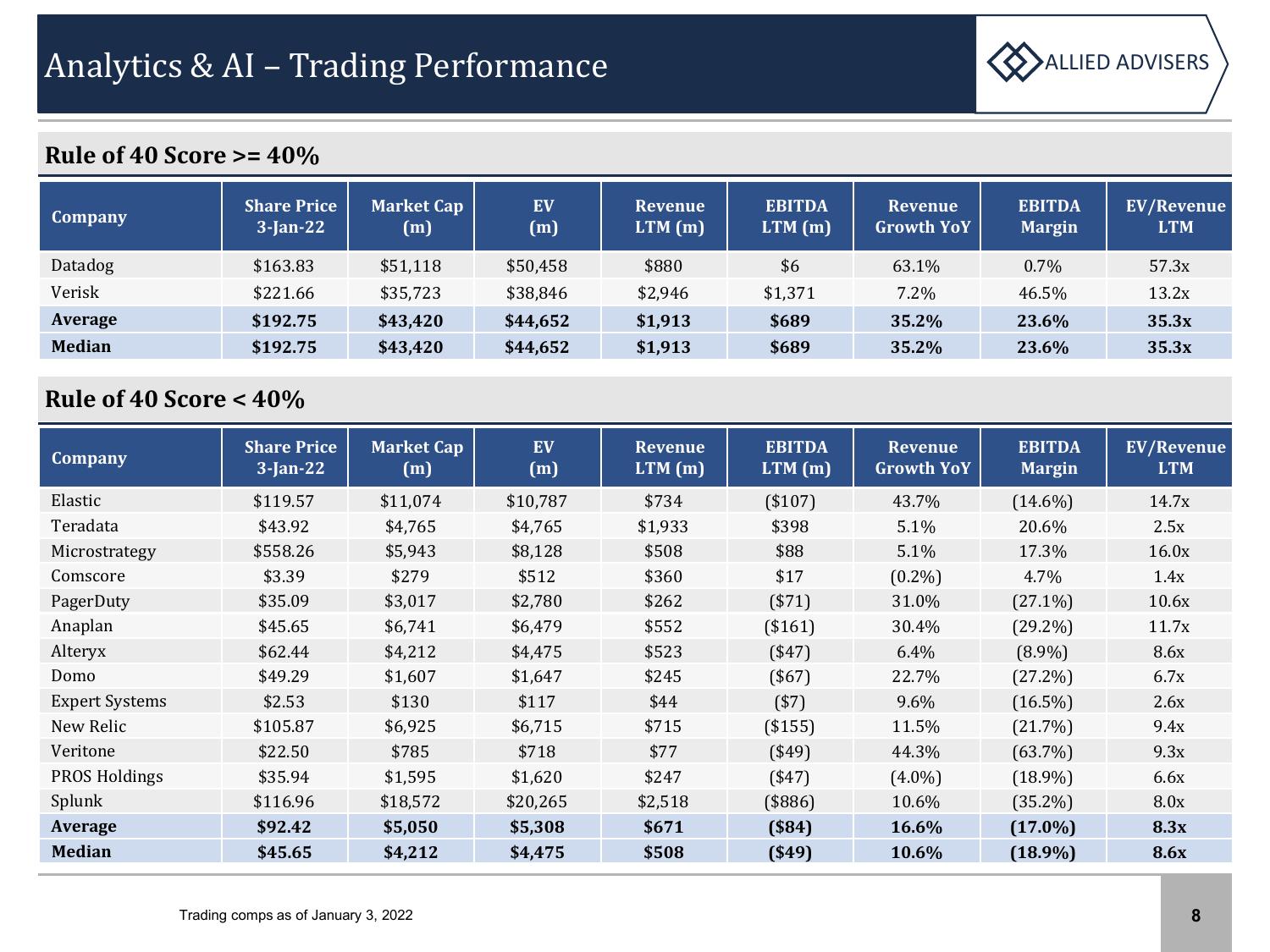# Analytics & AI – Trading Performance

## Rule of 40 Score >= 40%

| Company | Share Price 3-Jan-22 | Market Cap (m) | EV (m) | Revenue LTM (m) | EBITDA LTM (m) | Revenue Growth YoY | EBITDA Margin | EV/Revenue LTM |
|---|---|---|---|---|---|---|---|---|
| Datadog | $163.83 | $51,118 | $50,458 | $880 | $6 | 63.1% | 0.7% | 57.3x |
| Verisk | $221.66 | $35,723 | $38,846 | $2,946 | $1,371 | 7.2% | 46.5% | 13.2x |
| **Average** | **$192.75** | **$43,420** | **$44,652** | **$1,913** | **$689** | **35.2%** | **23.6%** | **35.3x** |
| **Median** | **$192.75** | **$43,420** | **$44,652** | **$1,913** | **$689** | **35.2%** | **23.6%** | **35.3x** |

## Rule of 40 Score < 40%

| Company | Share Price 3-Jan-22 | Market Cap (m) | EV (m) | Revenue LTM (m) | EBITDA LTM (m) | Revenue Growth YoY | EBITDA Margin | EV/Revenue LTM |
|---|---|---|---|---|---|---|---|---|
| Elastic | $119.57 | $11,074 | $10,787 | $734 | ($107) | 43.7% | (14.6%) | 14.7x |
| Teradata | $43.92 | $4,765 | $4,765 | $1,933 | $398 | 5.1% | 20.6% | 2.5x |
| Microstrategy | $558.26 | $5,943 | $8,128 | $508 | $88 | 5.1% | 17.3% | 16.0x |
| Comscore | $3.39 | $279 | $512 | $360 | $17 | (0.2%) | 4.7% | 1.4x |
| PagerDuty | $35.09 | $3,017 | $2,780 | $262 | ($71) | 31.0% | (27.1%) | 10.6x |
| Anaplan | $45.65 | $6,741 | $6,479 | $552 | ($161) | 30.4% | (29.2%) | 11.7x |
| Alteryx | $62.44 | $4,212 | $4,475 | $523 | ($47) | 6.4% | (8.9%) | 8.6x |
| Domo | $49.29 | $1,607 | $1,647 | $245 | ($67) | 22.7% | (27.2%) | 6.7x |
| Expert Systems | $2.53 | $130 | $117 | $44 | ($7) | 9.6% | (16.5%) | 2.6x |
| New Relic | $105.87 | $6,925 | $6,715 | $715 | ($155) | 11.5% | (21.7%) | 9.4x |
| Veritone | $22.50 | $785 | $718 | $77 | ($49) | 44.3% | (63.7%) | 9.3x |
| PROS Holdings | $35.94 | $1,595 | $1,620 | $247 | ($47) | (4.0%) | (18.9%) | 6.6x |
| Splunk | $116.96 | $18,572 | $20,265 | $2,518 | ($886) | 10.6% | (35.2%) | 8.0x |
| **Average** | **$92.42** | **$5,050** | **$5,308** | **$671** | **($84)** | **16.6%** | **(17.0%)** | **8.3x** |
| **Median** | **$45.65** | **$4,212** | **$4,475** | **$508** | **($49)** | **10.6%** | **(18.9%)** | **8.6x** |

Trading comps as of January 3, 2022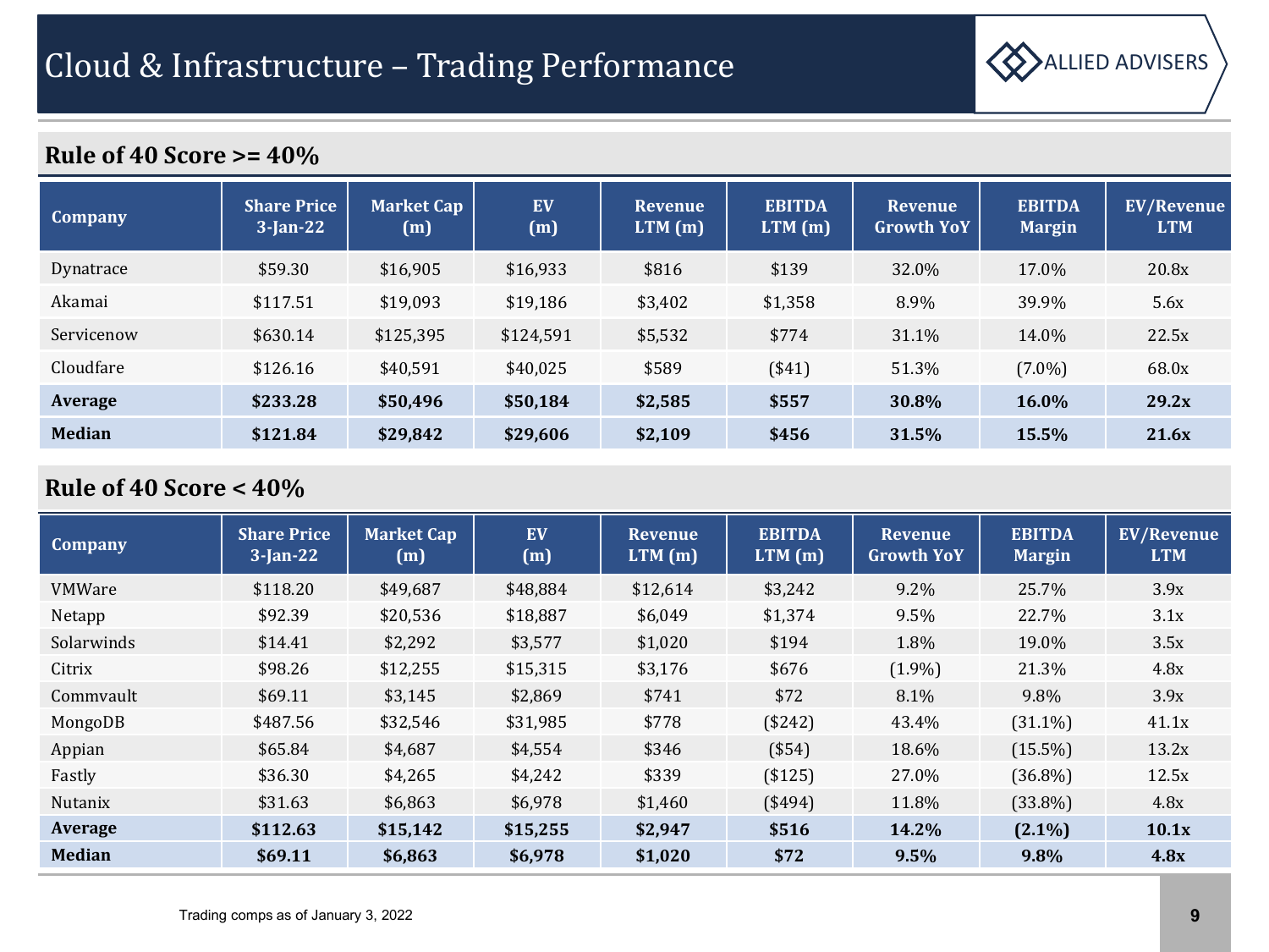# Cloud & Infrastructure – Trading Performance

## Rule of 40 Score >= 40%

| Company | Share Price 3-Jan-22 | Market Cap (m) | EV (m) | Revenue LTM (m) | EBITDA LTM (m) | Revenue Growth YoY | EBITDA Margin | EV/Revenue LTM |
|---|---|---|---|---|---|---|---|---|
| Dynatrace | $59.30 | $16,905 | $16,933 | $816 | $139 | 32.0% | 17.0% | 20.8x |
| Akamai | $117.51 | $19,093 | $19,186 | $3,402 | $1,358 | 8.9% | 39.9% | 5.6x |
| Servicenow | $630.14 | $125,395 | $124,591 | $5,532 | $774 | 31.1% | 14.0% | 22.5x |
| Cloudfare | $126.16 | $40,591 | $40,025 | $589 | ($41) | 51.3% | (7.0%) | 68.0x |
| **Average** | **$233.28** | **$50,496** | **$50,184** | **$2,585** | **$557** | **30.8%** | **16.0%** | **29.2x** |
| **Median** | **$121.84** | **$29,842** | **$29,606** | **$2,109** | **$456** | **31.5%** | **15.5%** | **21.6x** |

## Rule of 40 Score < 40%

| Company | Share Price 3-Jan-22 | Market Cap (m) | EV (m) | Revenue LTM (m) | EBITDA LTM (m) | Revenue Growth YoY | EBITDA Margin | EV/Revenue LTM |
|---|---|---|---|---|---|---|---|---|
| VMWare | $118.20 | $49,687 | $48,884 | $12,614 | $3,242 | 9.2% | 25.7% | 3.9x |
| Netapp | $92.39 | $20,536 | $18,887 | $6,049 | $1,374 | 9.5% | 22.7% | 3.1x |
| Solarwinds | $14.41 | $2,292 | $3,577 | $1,020 | $194 | 1.8% | 19.0% | 3.5x |
| Citrix | $98.26 | $12,255 | $15,315 | $3,176 | $676 | (1.9%) | 21.3% | 4.8x |
| Commvault | $69.11 | $3,145 | $2,869 | $741 | $72 | 8.1% | 9.8% | 3.9x |
| MongoDB | $487.56 | $32,546 | $31,985 | $778 | ($242) | 43.4% | (31.1%) | 41.1x |
| Appian | $65.84 | $4,687 | $4,554 | $346 | ($54) | 18.6% | (15.5%) | 13.2x |
| Fastly | $36.30 | $4,265 | $4,242 | $339 | ($125) | 27.0% | (36.8%) | 12.5x |
| Nutanix | $31.63 | $6,863 | $6,978 | $1,460 | ($494) | 11.8% | (33.8%) | 4.8x |
| **Average** | **$112.63** | **$15,142** | **$15,255** | **$2,947** | **$516** | **14.2%** | **(2.1%)** | **10.1x** |
| **Median** | **$69.11** | **$6,863** | **$6,978** | **$1,020** | **$72** | **9.5%** | **9.8%** | **4.8x** |

Trading comps as of January 3, 2022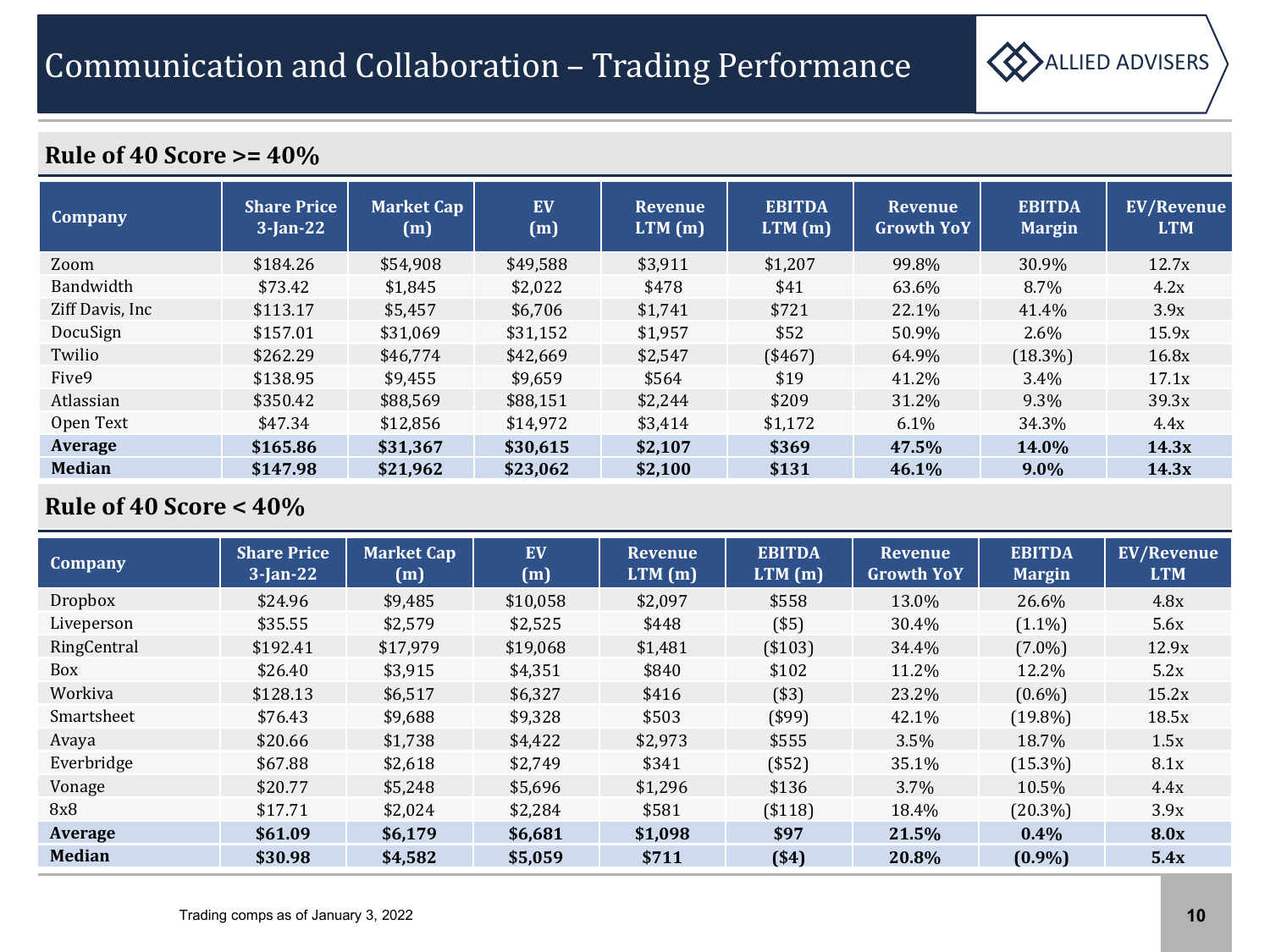# Communication and Collaboration – Trading Performance

## Rule of 40 Score >= 40%

| Company | Share Price 3-Jan-22 | Market Cap (m) | EV (m) | Revenue LTM (m) | EBITDA LTM (m) | Revenue Growth YoY | EBITDA Margin | EV/Revenue LTM |
|---|---|---|---|---|---|---|---|---|
| Zoom | $184.26 | $54,908 | $49,588 | $3,911 | $1,207 | 99.8% | 30.9% | 12.7x |
| Bandwidth | $73.42 | $1,845 | $2,022 | $478 | $41 | 63.6% | 8.7% | 4.2x |
| Ziff Davis, Inc | $113.17 | $5,457 | $6,706 | $1,741 | $721 | 22.1% | 41.4% | 3.9x |
| DocuSign | $157.01 | $31,069 | $31,152 | $1,957 | $52 | 50.9% | 2.6% | 15.9x |
| Twilio | $262.29 | $46,774 | $42,669 | $2,547 | ($467) | 64.9% | (18.3%) | 16.8x |
| Five9 | $138.95 | $9,455 | $9,659 | $564 | $19 | 41.2% | 3.4% | 17.1x |
| Atlassian | $350.42 | $88,569 | $88,151 | $2,244 | $209 | 31.2% | 9.3% | 39.3x |
| Open Text | $47.34 | $12,856 | $14,972 | $3,414 | $1,172 | 6.1% | 34.3% | 4.4x |
| **Average** | **$165.86** | **$31,367** | **$30,615** | **$2,107** | **$369** | **47.5%** | **14.0%** | **14.3x** |
| **Median** | **$147.98** | **$21,962** | **$23,062** | **$2,100** | **$131** | **46.1%** | **9.0%** | **14.3x** |

## Rule of 40 Score < 40%

| Company | Share Price 3-Jan-22 | Market Cap (m) | EV (m) | Revenue LTM (m) | EBITDA LTM (m) | Revenue Growth YoY | EBITDA Margin | EV/Revenue LTM |
|---|---|---|---|---|---|---|---|---|
| Dropbox | $24.96 | $9,485 | $10,058 | $2,097 | $558 | 13.0% | 26.6% | 4.8x |
| Liveperson | $35.55 | $2,579 | $2,525 | $448 | ($5) | 30.4% | (1.1%) | 5.6x |
| RingCentral | $192.41 | $17,979 | $19,068 | $1,481 | ($103) | 34.4% | (7.0%) | 12.9x |
| Box | $26.40 | $3,915 | $4,351 | $840 | $102 | 11.2% | 12.2% | 5.2x |
| Workiva | $128.13 | $6,517 | $6,327 | $416 | ($3) | 23.2% | (0.6%) | 15.2x |
| Smartsheet | $76.43 | $9,688 | $9,328 | $503 | ($99) | 42.1% | (19.8%) | 18.5x |
| Avaya | $20.66 | $1,738 | $4,422 | $2,973 | $555 | 3.5% | 18.7% | 1.5x |
| Everbridge | $67.88 | $2,618 | $2,749 | $341 | ($52) | 35.1% | (15.3%) | 8.1x |
| Vonage | $20.77 | $5,248 | $5,696 | $1,296 | $136 | 3.7% | 10.5% | 4.4x |
| 8x8 | $17.71 | $2,024 | $2,284 | $581 | ($118) | 18.4% | (20.3%) | 3.9x |
| **Average** | **$61.09** | **$6,179** | **$6,681** | **$1,098** | **$97** | **21.5%** | **0.4%** | **8.0x** |
| **Median** | **$30.98** | **$4,582** | **$5,059** | **$711** | **($4)** | **20.8%** | **(0.9%)** | **5.4x** |

Trading comps as of January 3, 2022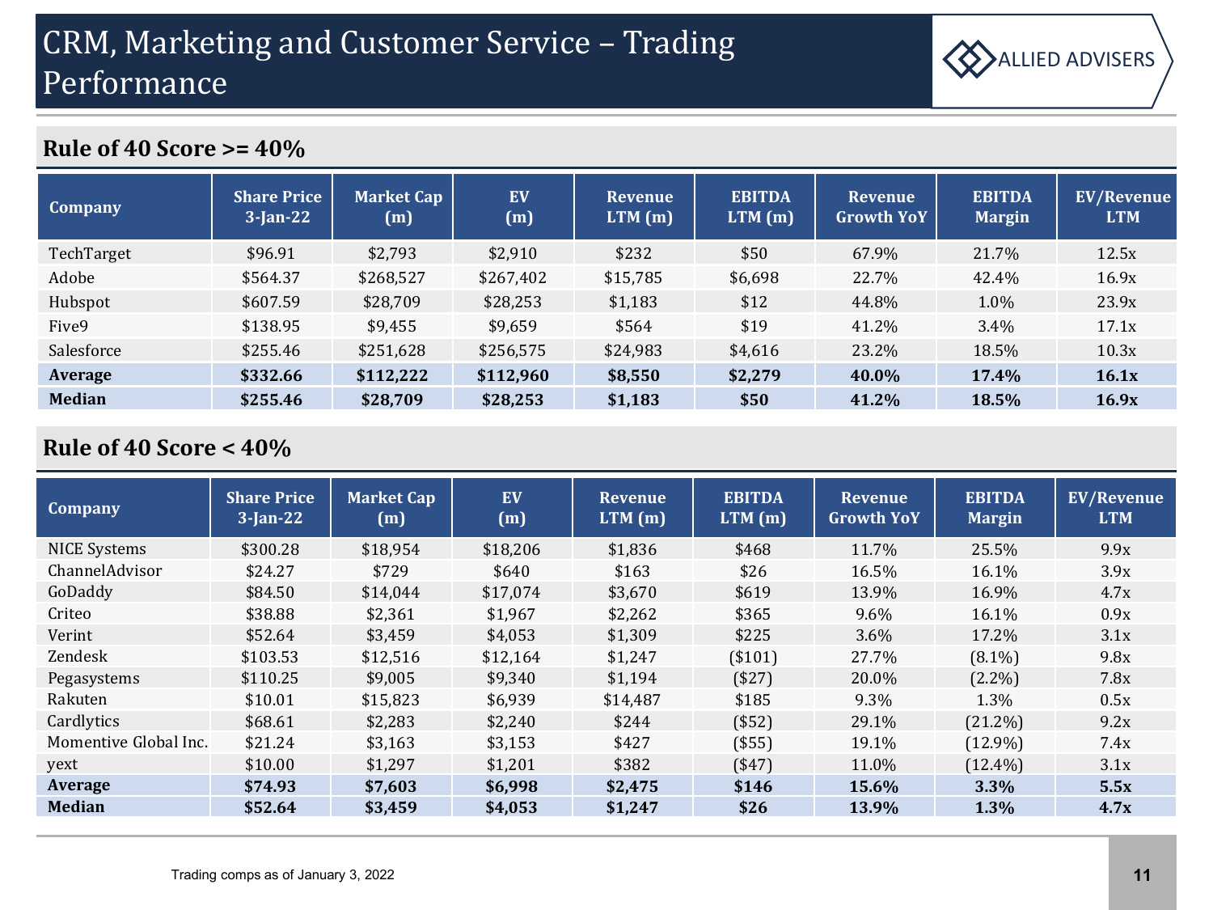# CRM, Marketing and Customer Service – Trading Performance

## Rule of 40 Score >= 40%

| Company | Share Price 3-Jan-22 | Market Cap (m) | EV (m) | Revenue LTM (m) | EBITDA LTM (m) | Revenue Growth YoY | EBITDA Margin | EV/Revenue LTM |
|---|---|---|---|---|---|---|---|---|
| TechTarget | $96.91 | $2,793 | $2,910 | $232 | $50 | 67.9% | 21.7% | 12.5x |
| Adobe | $564.37 | $268,527 | $267,402 | $15,785 | $6,698 | 22.7% | 42.4% | 16.9x |
| Hubspot | $607.59 | $28,709 | $28,253 | $1,183 | $12 | 44.8% | 1.0% | 23.9x |
| Five9 | $138.95 | $9,455 | $9,659 | $564 | $19 | 41.2% | 3.4% | 17.1x |
| Salesforce | $255.46 | $251,628 | $256,575 | $24,983 | $4,616 | 23.2% | 18.5% | 10.3x |
| **Average** | **$332.66** | **$112,222** | **$112,960** | **$8,550** | **$2,279** | **40.0%** | **17.4%** | **16.1x** |
| **Median** | **$255.46** | **$28,709** | **$28,253** | **$1,183** | **$50** | **41.2%** | **18.5%** | **16.9x** |

## Rule of 40 Score < 40%

| Company | Share Price 3-Jan-22 | Market Cap (m) | EV (m) | Revenue LTM (m) | EBITDA LTM (m) | Revenue Growth YoY | EBITDA Margin | EV/Revenue LTM |
|---|---|---|---|---|---|---|---|---|
| NICE Systems | $300.28 | $18,954 | $18,206 | $1,836 | $468 | 11.7% | 25.5% | 9.9x |
| ChannelAdvisor | $24.27 | $729 | $640 | $163 | $26 | 16.5% | 16.1% | 3.9x |
| GoDaddy | $84.50 | $14,044 | $17,074 | $3,670 | $619 | 13.9% | 16.9% | 4.7x |
| Criteo | $38.88 | $2,361 | $1,967 | $2,262 | $365 | 9.6% | 16.1% | 0.9x |
| Verint | $52.64 | $3,459 | $4,053 | $1,309 | $225 | 3.6% | 17.2% | 3.1x |
| Zendesk | $103.53 | $12,516 | $12,164 | $1,247 | ($101) | 27.7% | (8.1%) | 9.8x |
| Pegasystems | $110.25 | $9,005 | $9,340 | $1,194 | ($27) | 20.0% | (2.2%) | 7.8x |
| Rakuten | $10.01 | $15,823 | $6,939 | $14,487 | $185 | 9.3% | 1.3% | 0.5x |
| Cardlytics | $68.61 | $2,283 | $2,240 | $244 | ($52) | 29.1% | (21.2%) | 9.2x |
| Momentive Global Inc. | $21.24 | $3,163 | $3,153 | $427 | ($55) | 19.1% | (12.9%) | 7.4x |
| yext | $10.00 | $1,297 | $1,201 | $382 | ($47) | 11.0% | (12.4%) | 3.1x |
| **Average** | **$74.93** | **$7,603** | **$6,998** | **$2,475** | **$146** | **15.6%** | **3.3%** | **5.5x** |
| **Median** | **$52.64** | **$3,459** | **$4,053** | **$1,247** | **$26** | **13.9%** | **1.3%** | **4.7x** |

Trading comps as of January 3, 2022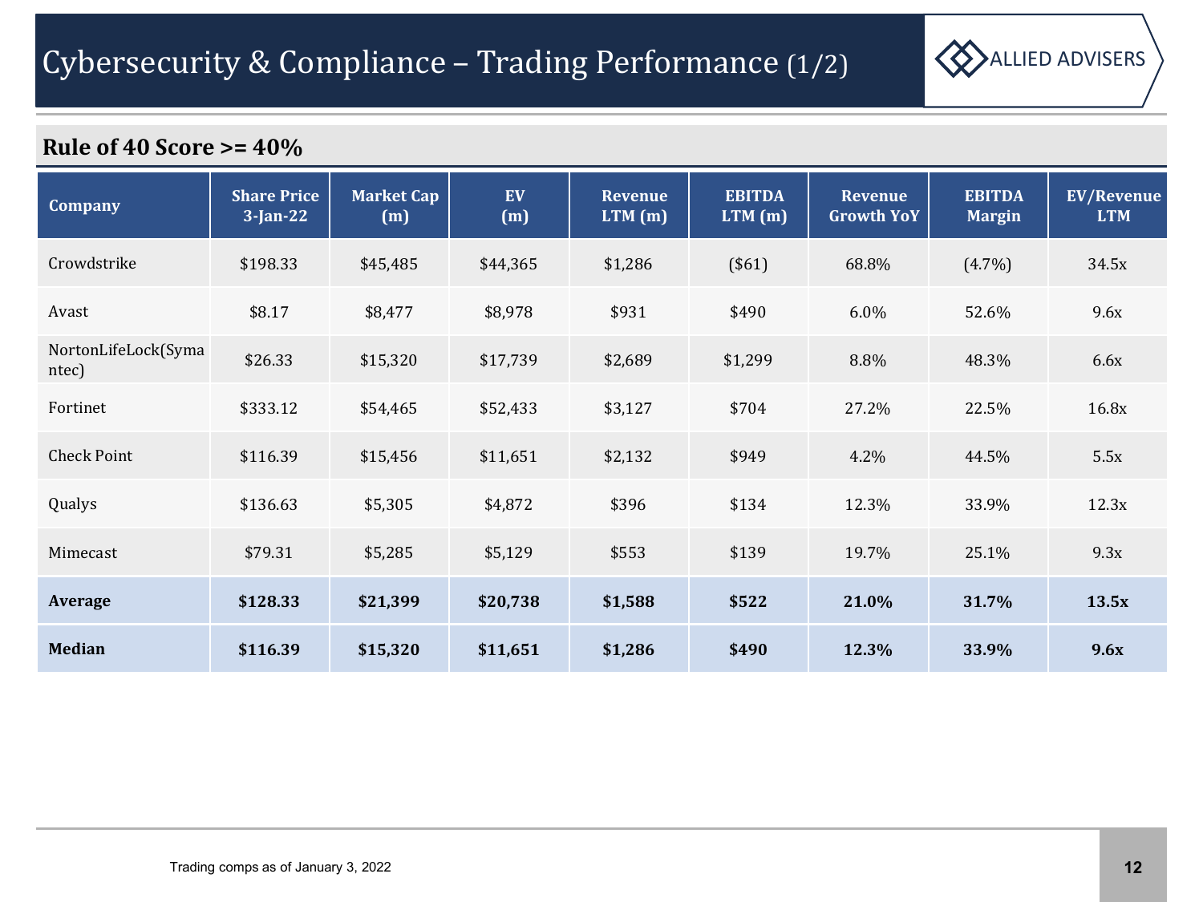# Cybersecurity & Compliance – Trading Performance (1/2)

## Rule of 40 Score >= 40%

| Company | Share Price 3-Jan-22 | Market Cap (m) | EV (m) | Revenue LTM (m) | EBITDA LTM (m) | Revenue Growth YoY | EBITDA Margin | EV/Revenue LTM |
|---|---|---|---|---|---|---|---|---|
| Crowdstrike | $198.33 | $45,485 | $44,365 | $1,286 | ($61) | 68.8% | (4.7%) | 34.5x |
| Avast | $8.17 | $8,477 | $8,978 | $931 | $490 | 6.0% | 52.6% | 9.6x |
| NortonLifeLock(Symantec) | $26.33 | $15,320 | $17,739 | $2,689 | $1,299 | 8.8% | 48.3% | 6.6x |
| Fortinet | $333.12 | $54,465 | $52,433 | $3,127 | $704 | 27.2% | 22.5% | 16.8x |
| Check Point | $116.39 | $15,456 | $11,651 | $2,132 | $949 | 4.2% | 44.5% | 5.5x |
| Qualys | $136.63 | $5,305 | $4,872 | $396 | $134 | 12.3% | 33.9% | 12.3x |
| Mimecast | $79.31 | $5,285 | $5,129 | $553 | $139 | 19.7% | 25.1% | 9.3x |
| **Average** | **$128.33** | **$21,399** | **$20,738** | **$1,588** | **$522** | **21.0%** | **31.7%** | **13.5x** |
| **Median** | **$116.39** | **$15,320** | **$11,651** | **$1,286** | **$490** | **12.3%** | **33.9%** | **9.6x** |

Trading comps as of January 3, 2022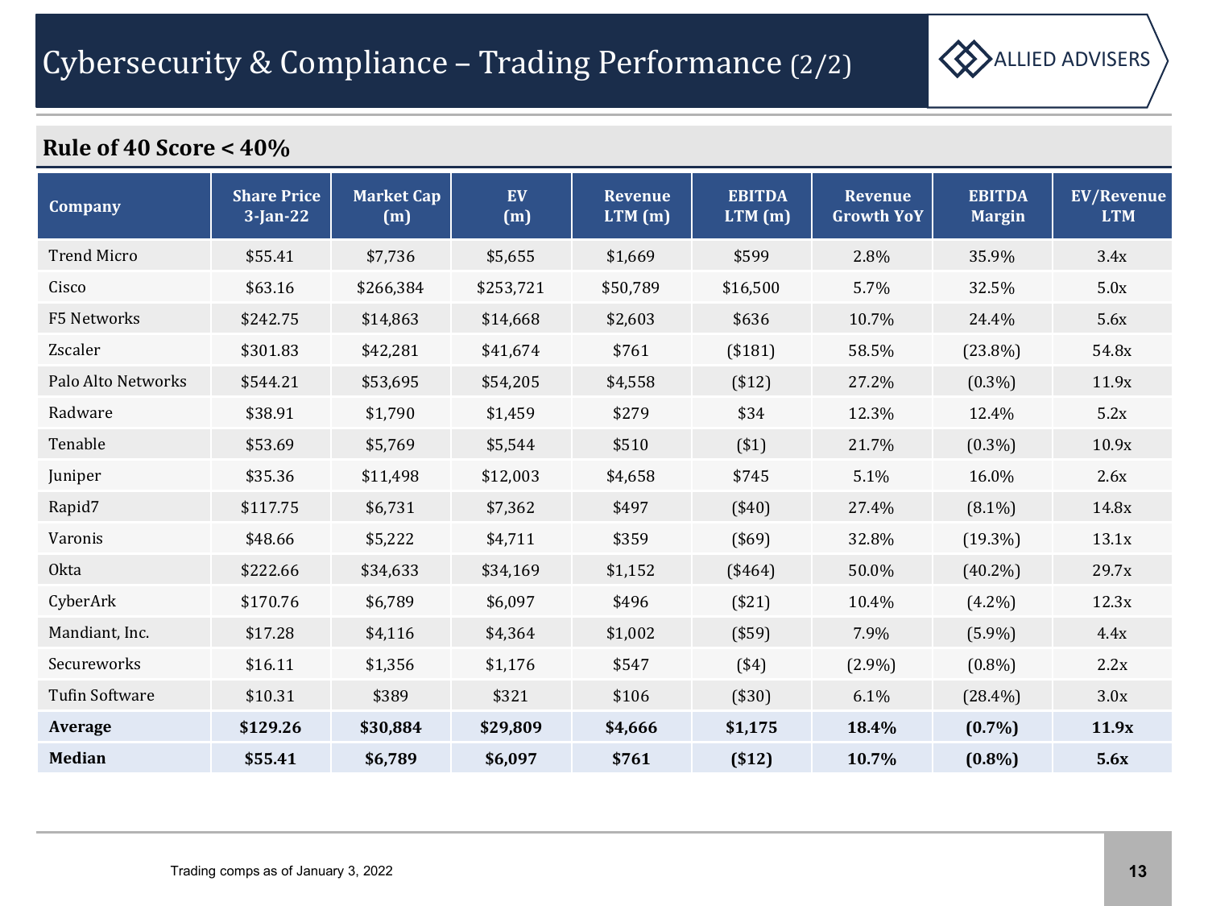# Cybersecurity & Compliance – Trading Performance (2/2)

## Rule of 40 Score < 40%

| Company | Share Price 3-Jan-22 | Market Cap (m) | EV (m) | Revenue LTM (m) | EBITDA LTM (m) | Revenue Growth YoY | EBITDA Margin | EV/Revenue LTM |
|---|---|---|---|---|---|---|---|---|
| Trend Micro | $55.41 | $7,736 | $5,655 | $1,669 | $599 | 2.8% | 35.9% | 3.4x |
| Cisco | $63.16 | $266,384 | $253,721 | $50,789 | $16,500 | 5.7% | 32.5% | 5.0x |
| F5 Networks | $242.75 | $14,863 | $14,668 | $2,603 | $636 | 10.7% | 24.4% | 5.6x |
| Zscaler | $301.83 | $42,281 | $41,674 | $761 | ($181) | 58.5% | (23.8%) | 54.8x |
| Palo Alto Networks | $544.21 | $53,695 | $54,205 | $4,558 | ($12) | 27.2% | (0.3%) | 11.9x |
| Radware | $38.91 | $1,790 | $1,459 | $279 | $34 | 12.3% | 12.4% | 5.2x |
| Tenable | $53.69 | $5,769 | $5,544 | $510 | ($1) | 21.7% | (0.3%) | 10.9x |
| Juniper | $35.36 | $11,498 | $12,003 | $4,658 | $745 | 5.1% | 16.0% | 2.6x |
| Rapid7 | $117.75 | $6,731 | $7,362 | $497 | ($40) | 27.4% | (8.1%) | 14.8x |
| Varonis | $48.66 | $5,222 | $4,711 | $359 | ($69) | 32.8% | (19.3%) | 13.1x |
| Okta | $222.66 | $34,633 | $34,169 | $1,152 | ($464) | 50.0% | (40.2%) | 29.7x |
| CyberArk | $170.76 | $6,789 | $6,097 | $496 | ($21) | 10.4% | (4.2%) | 12.3x |
| Mandiant, Inc. | $17.28 | $4,116 | $4,364 | $1,002 | ($59) | 7.9% | (5.9%) | 4.4x |
| Secureworks | $16.11 | $1,356 | $1,176 | $547 | ($4) | (2.9%) | (0.8%) | 2.2x |
| Tufin Software | $10.31 | $389 | $321 | $106 | ($30) | 6.1% | (28.4%) | 3.0x |
| **Average** | **$129.26** | **$30,884** | **$29,809** | **$4,666** | **$1,175** | **18.4%** | **(0.7%)** | **11.9x** |
| **Median** | **$55.41** | **$6,789** | **$6,097** | **$761** | **($12)** | **10.7%** | **(0.8%)** | **5.6x** |

Trading comps as of January 3, 2022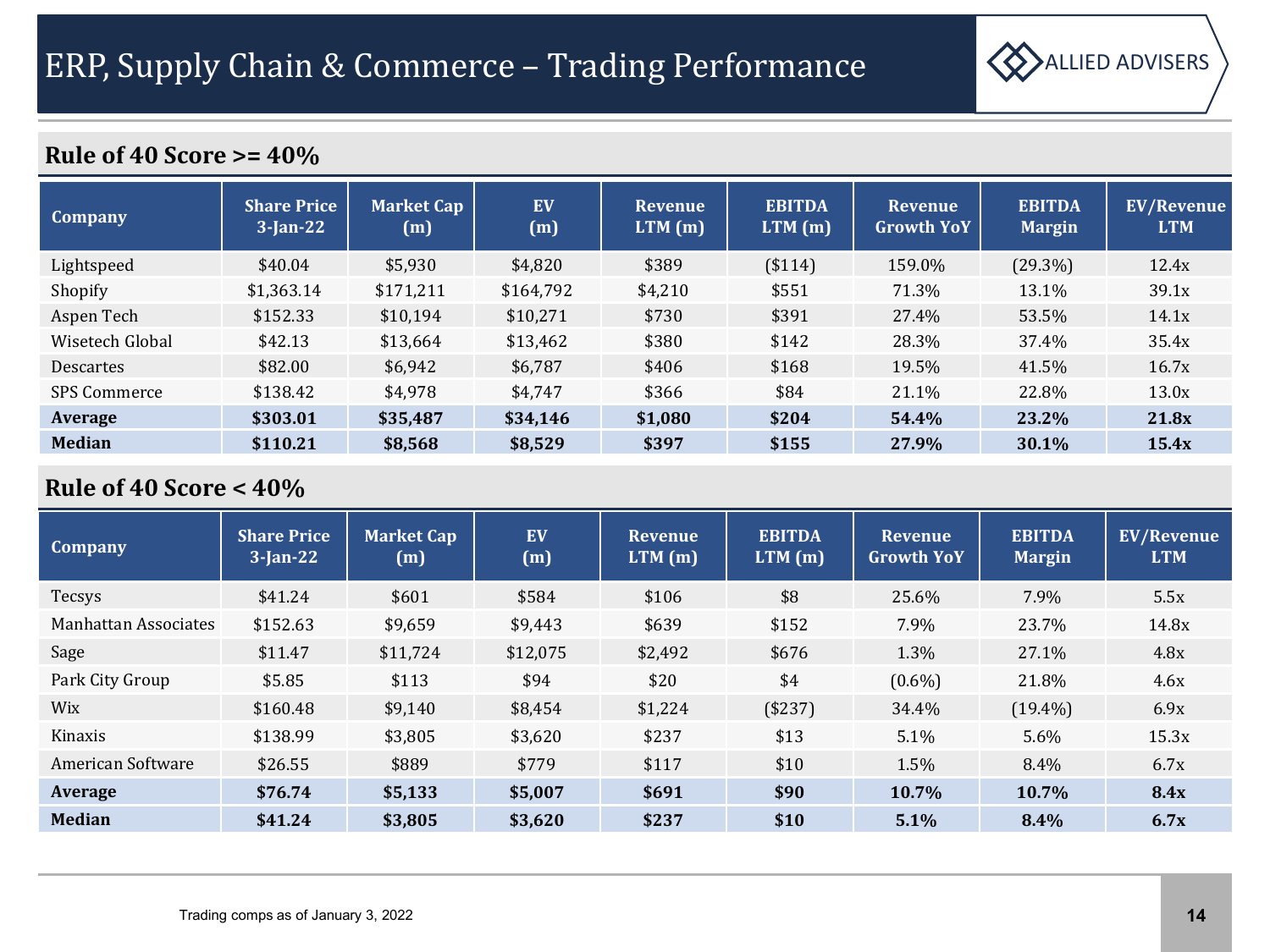# ERP, Supply Chain & Commerce – Trading Performance

## Rule of 40 Score >= 40%

| Company | Share Price 3-Jan-22 | Market Cap (m) | EV (m) | Revenue LTM (m) | EBITDA LTM (m) | Revenue Growth YoY | EBITDA Margin | EV/Revenue LTM |
|---|---|---|---|---|---|---|---|---|
| Lightspeed | $40.04 | $5,930 | $4,820 | $389 | ($114) | 159.0% | (29.3%) | 12.4x |
| Shopify | $1,363.14 | $171,211 | $164,792 | $4,210 | $551 | 71.3% | 13.1% | 39.1x |
| Aspen Tech | $152.33 | $10,194 | $10,271 | $730 | $391 | 27.4% | 53.5% | 14.1x |
| Wisetech Global | $42.13 | $13,664 | $13,462 | $380 | $142 | 28.3% | 37.4% | 35.4x |
| Descartes | $82.00 | $6,942 | $6,787 | $406 | $168 | 19.5% | 41.5% | 16.7x |
| SPS Commerce | $138.42 | $4,978 | $4,747 | $366 | $84 | 21.1% | 22.8% | 13.0x |
| **Average** | **$303.01** | **$35,487** | **$34,146** | **$1,080** | **$204** | **54.4%** | **23.2%** | **21.8x** |
| **Median** | **$110.21** | **$8,568** | **$8,529** | **$397** | **$155** | **27.9%** | **30.1%** | **15.4x** |

## Rule of 40 Score < 40%

| Company | Share Price 3-Jan-22 | Market Cap (m) | EV (m) | Revenue LTM (m) | EBITDA LTM (m) | Revenue Growth YoY | EBITDA Margin | EV/Revenue LTM |
|---|---|---|---|---|---|---|---|---|
| Tecsys | $41.24 | $601 | $584 | $106 | $8 | 25.6% | 7.9% | 5.5x |
| Manhattan Associates | $152.63 | $9,659 | $9,443 | $639 | $152 | 7.9% | 23.7% | 14.8x |
| Sage | $11.47 | $11,724 | $12,075 | $2,492 | $676 | 1.3% | 27.1% | 4.8x |
| Park City Group | $5.85 | $113 | $94 | $20 | $4 | (0.6%) | 21.8% | 4.6x |
| Wix | $160.48 | $9,140 | $8,454 | $1,224 | ($237) | 34.4% | (19.4%) | 6.9x |
| Kinaxis | $138.99 | $3,805 | $3,620 | $237 | $13 | 5.1% | 5.6% | 15.3x |
| American Software | $26.55 | $889 | $779 | $117 | $10 | 1.5% | 8.4% | 6.7x |
| **Average** | **$76.74** | **$5,133** | **$5,007** | **$691** | **$90** | **10.7%** | **10.7%** | **8.4x** |
| **Median** | **$41.24** | **$3,805** | **$3,620** | **$237** | **$10** | **5.1%** | **8.4%** | **6.7x** |

Trading comps as of January 3, 2022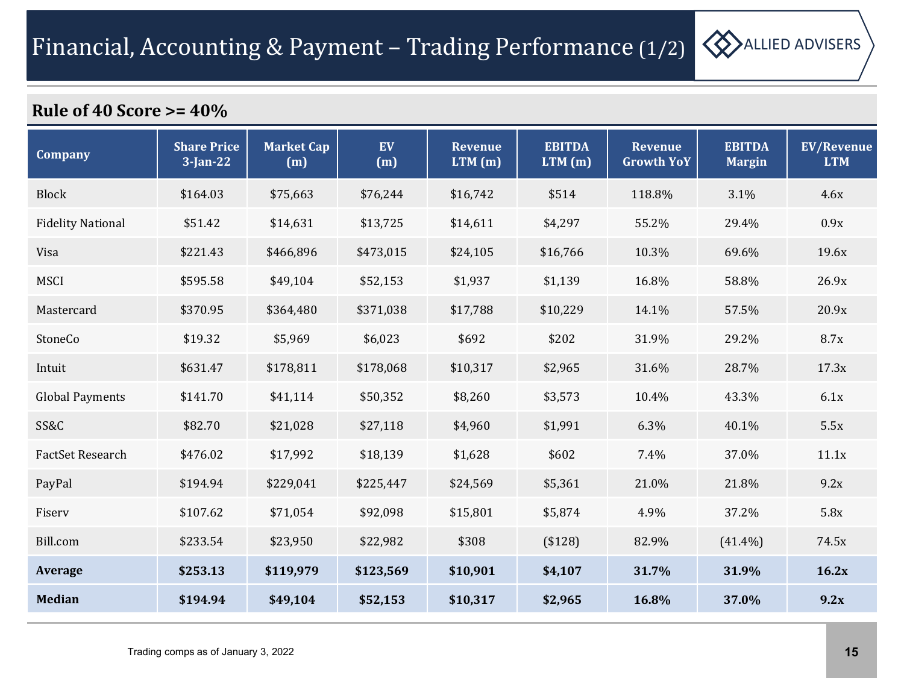# Financial, Accounting & Payment – Trading Performance (1/2)

## Rule of 40 Score >= 40%

| Company | Share Price 3-Jan-22 | Market Cap (m) | EV (m) | Revenue LTM (m) | EBITDA LTM (m) | Revenue Growth YoY | EBITDA Margin | EV/Revenue LTM |
|---|---|---|---|---|---|---|---|---|
| Block | $164.03 | $75,663 | $76,244 | $16,742 | $514 | 118.8% | 3.1% | 4.6x |
| Fidelity National | $51.42 | $14,631 | $13,725 | $14,611 | $4,297 | 55.2% | 29.4% | 0.9x |
| Visa | $221.43 | $466,896 | $473,015 | $24,105 | $16,766 | 10.3% | 69.6% | 19.6x |
| MSCI | $595.58 | $49,104 | $52,153 | $1,937 | $1,139 | 16.8% | 58.8% | 26.9x |
| Mastercard | $370.95 | $364,480 | $371,038 | $17,788 | $10,229 | 14.1% | 57.5% | 20.9x |
| StoneCo | $19.32 | $5,969 | $6,023 | $692 | $202 | 31.9% | 29.2% | 8.7x |
| Intuit | $631.47 | $178,811 | $178,068 | $10,317 | $2,965 | 31.6% | 28.7% | 17.3x |
| Global Payments | $141.70 | $41,114 | $50,352 | $8,260 | $3,573 | 10.4% | 43.3% | 6.1x |
| SS&C | $82.70 | $21,028 | $27,118 | $4,960 | $1,991 | 6.3% | 40.1% | 5.5x |
| FactSet Research | $476.02 | $17,992 | $18,139 | $1,628 | $602 | 7.4% | 37.0% | 11.1x |
| PayPal | $194.94 | $229,041 | $225,447 | $24,569 | $5,361 | 21.0% | 21.8% | 9.2x |
| Fiserv | $107.62 | $71,054 | $92,098 | $15,801 | $5,874 | 4.9% | 37.2% | 5.8x |
| Bill.com | $233.54 | $23,950 | $22,982 | $308 | ($128) | 82.9% | (41.4%) | 74.5x |
| **Average** | **$253.13** | **$119,979** | **$123,569** | **$10,901** | **$4,107** | **31.7%** | **31.9%** | **16.2x** |
| **Median** | **$194.94** | **$49,104** | **$52,153** | **$10,317** | **$2,965** | **16.8%** | **37.0%** | **9.2x** |

Trading comps as of January 3, 2022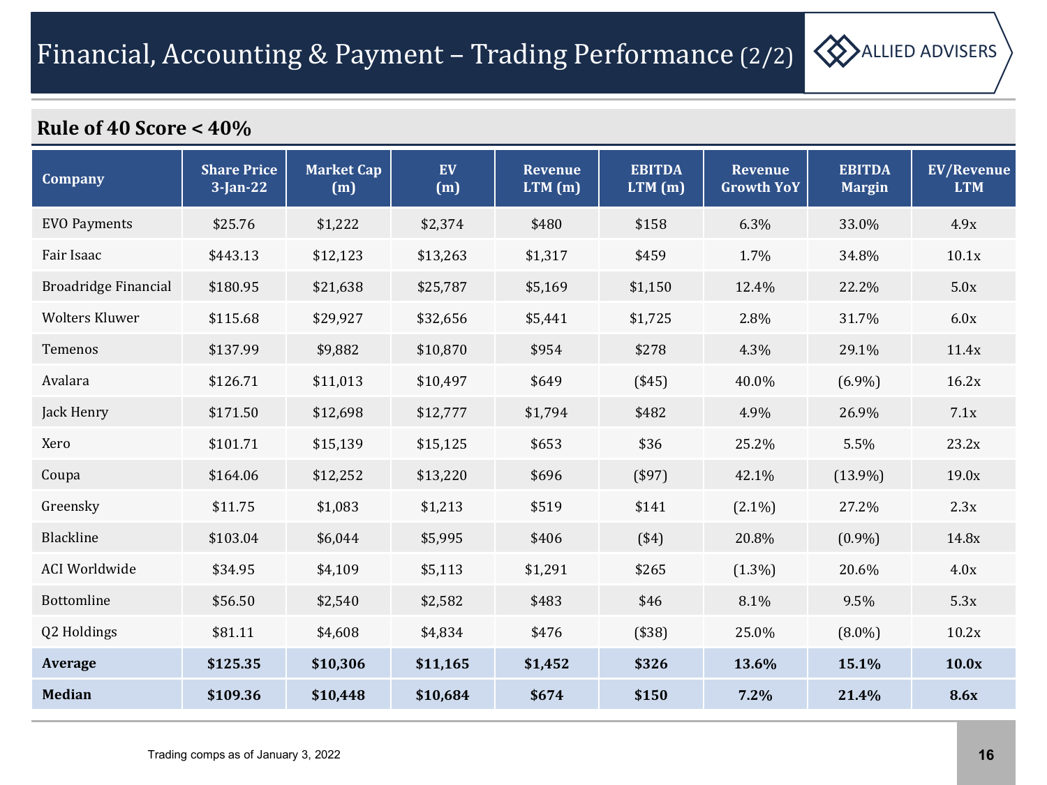# Financial, Accounting & Payment – Trading Performance (2/2)

## Rule of 40 Score < 40%

| Company | Share Price 3-Jan-22 | Market Cap (m) | EV (m) | Revenue LTM (m) | EBITDA LTM (m) | Revenue Growth YoY | EBITDA Margin | EV/Revenue LTM |
|---|---|---|---|---|---|---|---|---|
| EVO Payments | $25.76 | $1,222 | $2,374 | $480 | $158 | 6.3% | 33.0% | 4.9x |
| Fair Isaac | $443.13 | $12,123 | $13,263 | $1,317 | $459 | 1.7% | 34.8% | 10.1x |
| Broadridge Financial | $180.95 | $21,638 | $25,787 | $5,169 | $1,150 | 12.4% | 22.2% | 5.0x |
| Wolters Kluwer | $115.68 | $29,927 | $32,656 | $5,441 | $1,725 | 2.8% | 31.7% | 6.0x |
| Temenos | $137.99 | $9,882 | $10,870 | $954 | $278 | 4.3% | 29.1% | 11.4x |
| Avalara | $126.71 | $11,013 | $10,497 | $649 | ($45) | 40.0% | (6.9%) | 16.2x |
| Jack Henry | $171.50 | $12,698 | $12,777 | $1,794 | $482 | 4.9% | 26.9% | 7.1x |
| Xero | $101.71 | $15,139 | $15,125 | $653 | $36 | 25.2% | 5.5% | 23.2x |
| Coupa | $164.06 | $12,252 | $13,220 | $696 | ($97) | 42.1% | (13.9%) | 19.0x |
| Greensky | $11.75 | $1,083 | $1,213 | $519 | $141 | (2.1%) | 27.2% | 2.3x |
| Blackline | $103.04 | $6,044 | $5,995 | $406 | ($4) | 20.8% | (0.9%) | 14.8x |
| ACI Worldwide | $34.95 | $4,109 | $5,113 | $1,291 | $265 | (1.3%) | 20.6% | 4.0x |
| Bottomline | $56.50 | $2,540 | $2,582 | $483 | $46 | 8.1% | 9.5% | 5.3x |
| Q2 Holdings | $81.11 | $4,608 | $4,834 | $476 | ($38) | 25.0% | (8.0%) | 10.2x |
| **Average** | **$125.35** | **$10,306** | **$11,165** | **$1,452** | **$326** | **13.6%** | **15.1%** | **10.0x** |
| **Median** | **$109.36** | **$10,448** | **$10,684** | **$674** | **$150** | **7.2%** | **21.4%** | **8.6x** |

Trading comps as of January 3, 2022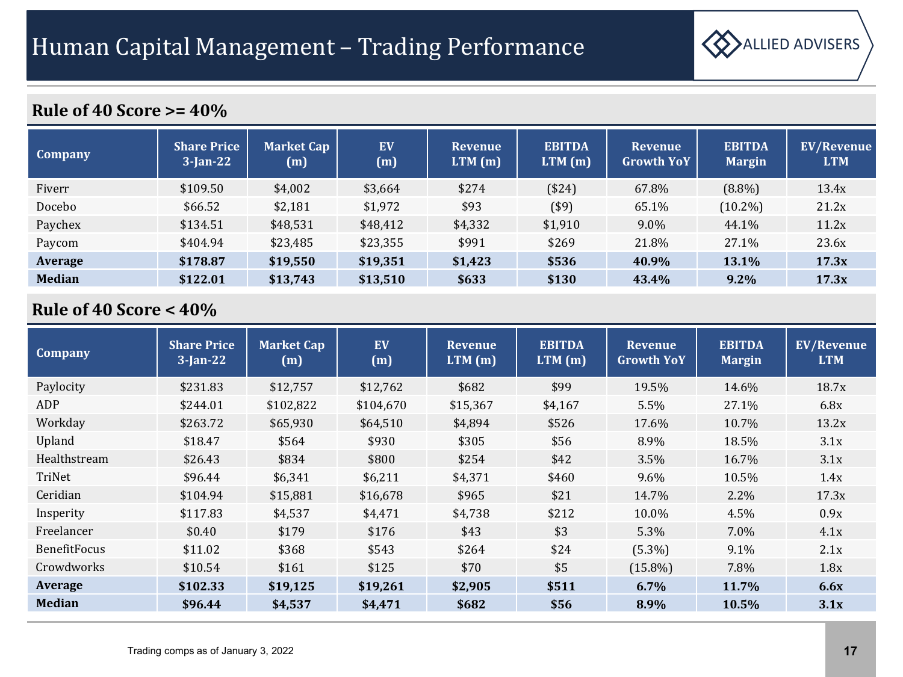# Human Capital Management – Trading Performance

## Rule of 40 Score >= 40%

| Company | Share Price 3-Jan-22 | Market Cap (m) | EV (m) | Revenue LTM (m) | EBITDA LTM (m) | Revenue Growth YoY | EBITDA Margin | EV/Revenue LTM |
|---|---|---|---|---|---|---|---|---|
| Fiverr | $109.50 | $4,002 | $3,664 | $274 | ($24) | 67.8% | (8.8%) | 13.4x |
| Docebo | $66.52 | $2,181 | $1,972 | $93 | ($9) | 65.1% | (10.2%) | 21.2x |
| Paychex | $134.51 | $48,531 | $48,412 | $4,332 | $1,910 | 9.0% | 44.1% | 11.2x |
| Paycom | $404.94 | $23,485 | $23,355 | $991 | $269 | 21.8% | 27.1% | 23.6x |
| **Average** | **$178.87** | **$19,550** | **$19,351** | **$1,423** | **$536** | **40.9%** | **13.1%** | **17.3x** |
| **Median** | **$122.01** | **$13,743** | **$13,510** | **$633** | **$130** | **43.4%** | **9.2%** | **17.3x** |

## Rule of 40 Score < 40%

| Company | Share Price 3-Jan-22 | Market Cap (m) | EV (m) | Revenue LTM (m) | EBITDA LTM (m) | Revenue Growth YoY | EBITDA Margin | EV/Revenue LTM |
|---|---|---|---|---|---|---|---|---|
| Paylocity | $231.83 | $12,757 | $12,762 | $682 | $99 | 19.5% | 14.6% | 18.7x |
| ADP | $244.01 | $102,822 | $104,670 | $15,367 | $4,167 | 5.5% | 27.1% | 6.8x |
| Workday | $263.72 | $65,930 | $64,510 | $4,894 | $526 | 17.6% | 10.7% | 13.2x |
| Upland | $18.47 | $564 | $930 | $305 | $56 | 8.9% | 18.5% | 3.1x |
| Healthstream | $26.43 | $834 | $800 | $254 | $42 | 3.5% | 16.7% | 3.1x |
| TriNet | $96.44 | $6,341 | $6,211 | $4,371 | $460 | 9.6% | 10.5% | 1.4x |
| Ceridian | $104.94 | $15,881 | $16,678 | $965 | $21 | 14.7% | 2.2% | 17.3x |
| Insperity | $117.83 | $4,537 | $4,471 | $4,738 | $212 | 10.0% | 4.5% | 0.9x |
| Freelancer | $0.40 | $179 | $176 | $43 | $3 | 5.3% | 7.0% | 4.1x |
| BenefitFocus | $11.02 | $368 | $543 | $264 | $24 | (5.3%) | 9.1% | 2.1x |
| Crowdworks | $10.54 | $161 | $125 | $70 | $5 | (15.8%) | 7.8% | 1.8x |
| **Average** | **$102.33** | **$19,125** | **$19,261** | **$2,905** | **$511** | **6.7%** | **11.7%** | **6.6x** |
| **Median** | **$96.44** | **$4,537** | **$4,471** | **$682** | **$56** | **8.9%** | **10.5%** | **3.1x** |

Trading comps as of January 3, 2022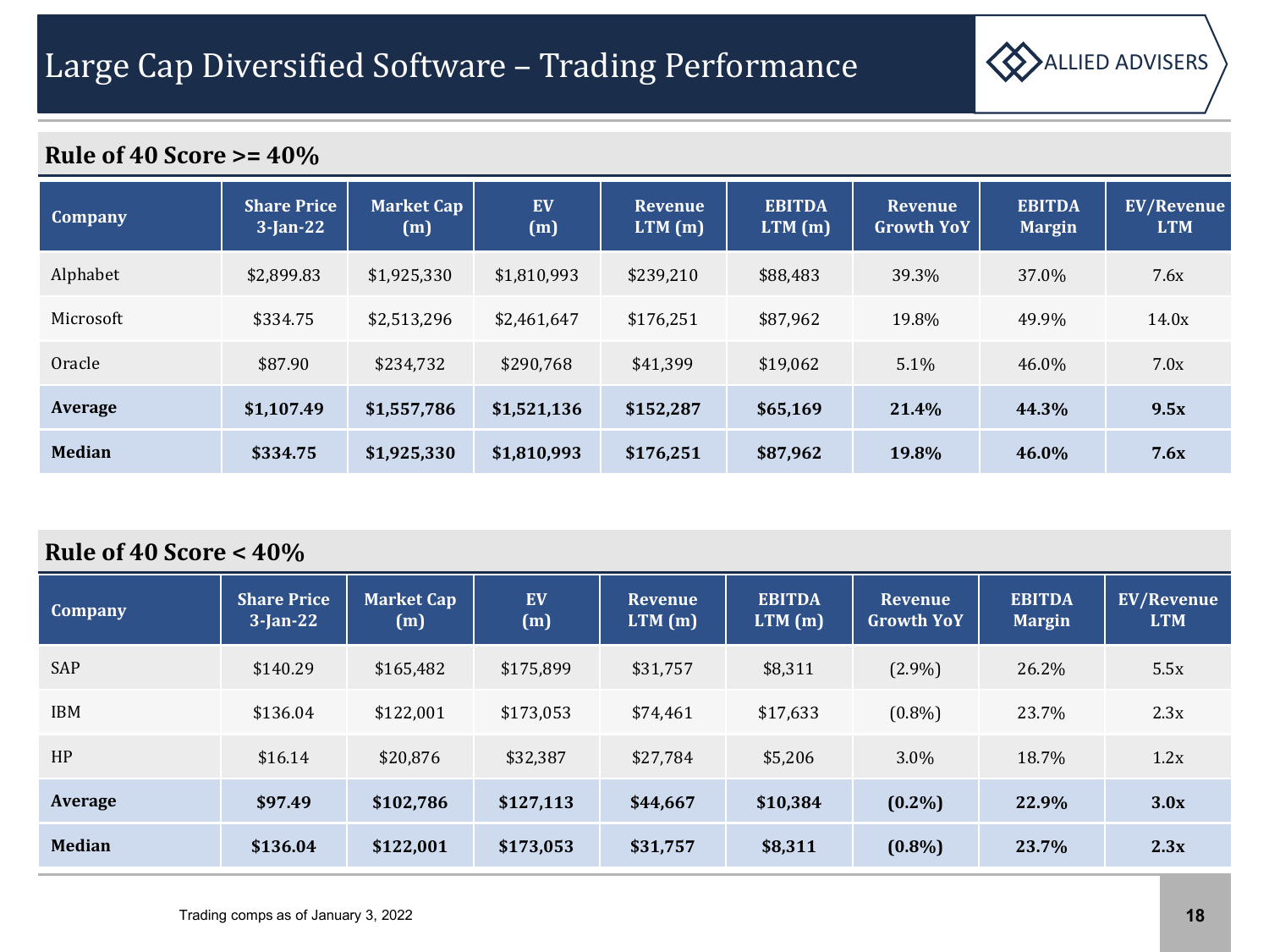# Large Cap Diversified Software – Trading Performance

## Rule of 40 Score >= 40%

| Company | Share Price 3-Jan-22 | Market Cap (m) | EV (m) | Revenue LTM (m) | EBITDA LTM (m) | Revenue Growth YoY | EBITDA Margin | EV/Revenue LTM |
|---|---|---|---|---|---|---|---|---|
| Alphabet | $2,899.83 | $1,925,330 | $1,810,993 | $239,210 | $88,483 | 39.3% | 37.0% | 7.6x |
| Microsoft | $334.75 | $2,513,296 | $2,461,647 | $176,251 | $87,962 | 19.8% | 49.9% | 14.0x |
| Oracle | $87.90 | $234,732 | $290,768 | $41,399 | $19,062 | 5.1% | 46.0% | 7.0x |
| **Average** | **$1,107.49** | **$1,557,786** | **$1,521,136** | **$152,287** | **$65,169** | **21.4%** | **44.3%** | **9.5x** |
| **Median** | **$334.75** | **$1,925,330** | **$1,810,993** | **$176,251** | **$87,962** | **19.8%** | **46.0%** | **7.6x** |

## Rule of 40 Score < 40%

| Company | Share Price 3-Jan-22 | Market Cap (m) | EV (m) | Revenue LTM (m) | EBITDA LTM (m) | Revenue Growth YoY | EBITDA Margin | EV/Revenue LTM |
|---|---|---|---|---|---|---|---|---|
| SAP | $140.29 | $165,482 | $175,899 | $31,757 | $8,311 | (2.9%) | 26.2% | 5.5x |
| IBM | $136.04 | $122,001 | $173,053 | $74,461 | $17,633 | (0.8%) | 23.7% | 2.3x |
| HP | $16.14 | $20,876 | $32,387 | $27,784 | $5,206 | 3.0% | 18.7% | 1.2x |
| **Average** | **$97.49** | **$102,786** | **$127,113** | **$44,667** | **$10,384** | **(0.2%)** | **22.9%** | **3.0x** |
| **Median** | **$136.04** | **$122,001** | **$173,053** | **$31,757** | **$8,311** | **(0.8%)** | **23.7%** | **2.3x** |

Trading comps as of January 3, 2022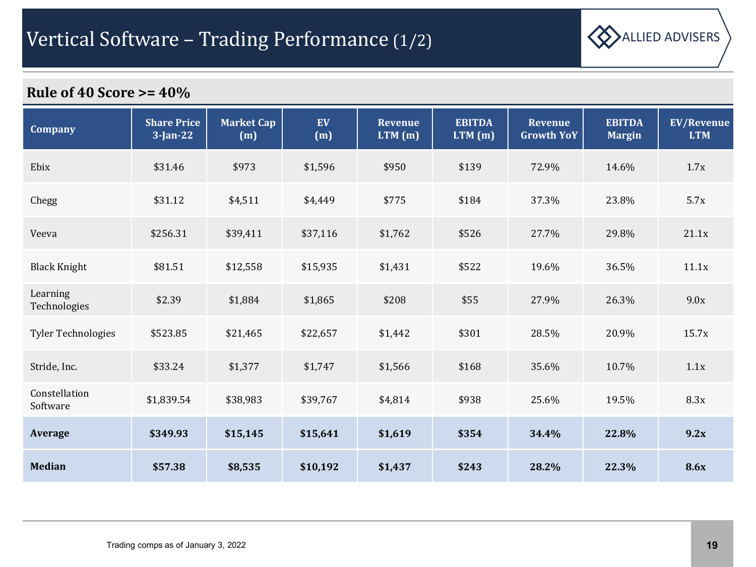# Vertical Software – Trading Performance (1/2)

## Rule of 40 Score >= 40%

| Company | Share Price 3-Jan-22 | Market Cap (m) | EV (m) | Revenue LTM (m) | EBITDA LTM (m) | Revenue Growth YoY | EBITDA Margin | EV/Revenue LTM |
|---|---|---|---|---|---|---|---|---|
| Ebix | $31.46 | $973 | $1,596 | $950 | $139 | 72.9% | 14.6% | 1.7x |
| Chegg | $31.12 | $4,511 | $4,449 | $775 | $184 | 37.3% | 23.8% | 5.7x |
| Veeva | $256.31 | $39,411 | $37,116 | $1,762 | $526 | 27.7% | 29.8% | 21.1x |
| Black Knight | $81.51 | $12,558 | $15,935 | $1,431 | $522 | 19.6% | 36.5% | 11.1x |
| Learning Technologies | $2.39 | $1,884 | $1,865 | $208 | $55 | 27.9% | 26.3% | 9.0x |
| Tyler Technologies | $523.85 | $21,465 | $22,657 | $1,442 | $301 | 28.5% | 20.9% | 15.7x |
| Stride, Inc. | $33.24 | $1,377 | $1,747 | $1,566 | $168 | 35.6% | 10.7% | 1.1x |
| Constellation Software | $1,839.54 | $38,983 | $39,767 | $4,814 | $938 | 25.6% | 19.5% | 8.3x |
| **Average** | **$349.93** | **$15,145** | **$15,641** | **$1,619** | **$354** | **34.4%** | **22.8%** | **9.2x** |
| **Median** | **$57.38** | **$8,535** | **$10,192** | **$1,437** | **$243** | **28.2%** | **22.3%** | **8.6x** |

Trading comps as of January 3, 2022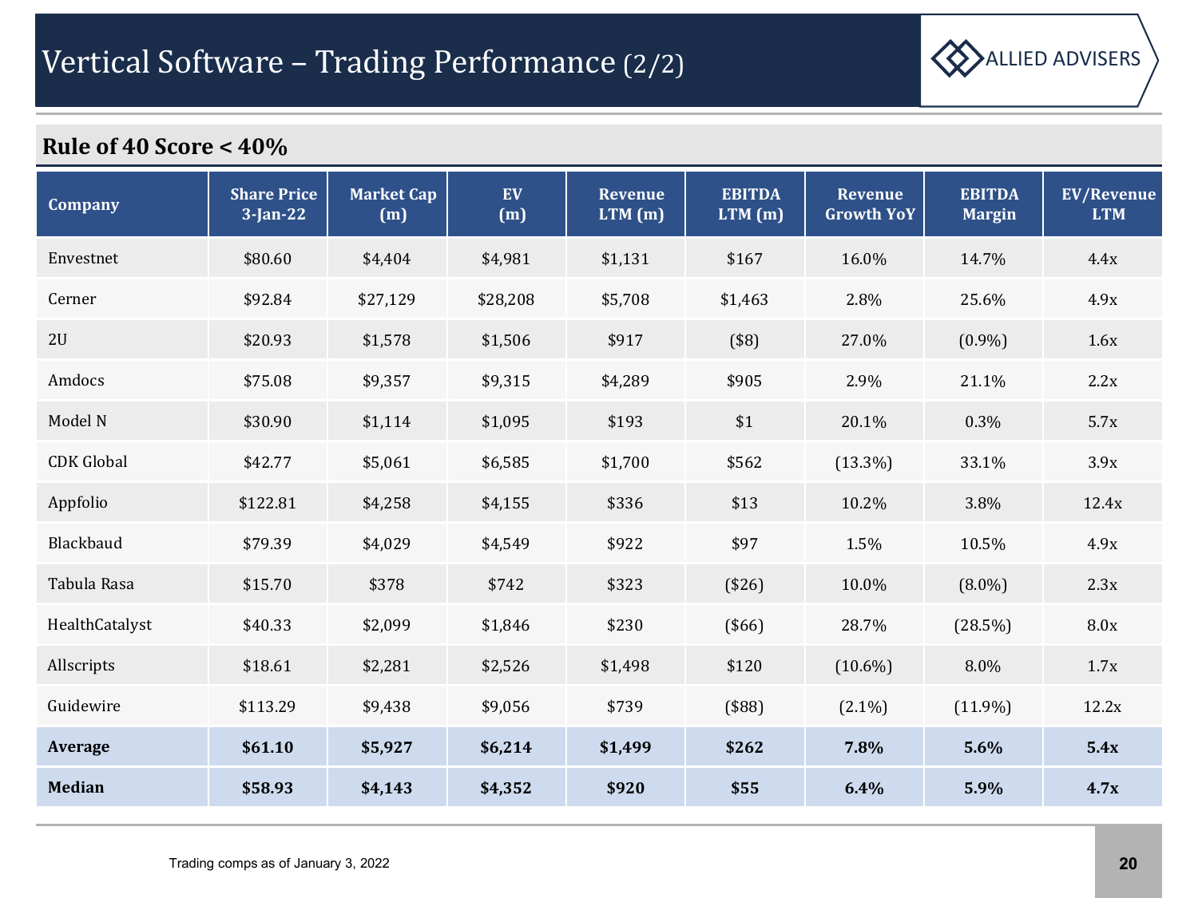# Vertical Software – Trading Performance (2/2)

ALLIED ADVISERS

## Rule of 40 Score < 40%

| Company | Share Price 3-Jan-22 | Market Cap (m) | EV (m) | Revenue LTM (m) | EBITDA LTM (m) | Revenue Growth YoY | EBITDA Margin | EV/Revenue LTM |
|---|---|---|---|---|---|---|---|---|
| Envestnet | $80.60 | $4,404 | $4,981 | $1,131 | $167 | 16.0% | 14.7% | 4.4x |
| Cerner | $92.84 | $27,129 | $28,208 | $5,708 | $1,463 | 2.8% | 25.6% | 4.9x |
| 2U | $20.93 | $1,578 | $1,506 | $917 | ($8) | 27.0% | (0.9%) | 1.6x |
| Amdocs | $75.08 | $9,357 | $9,315 | $4,289 | $905 | 2.9% | 21.1% | 2.2x |
| Model N | $30.90 | $1,114 | $1,095 | $193 | $1 | 20.1% | 0.3% | 5.7x |
| CDK Global | $42.77 | $5,061 | $6,585 | $1,700 | $562 | (13.3%) | 33.1% | 3.9x |
| Appfolio | $122.81 | $4,258 | $4,155 | $336 | $13 | 10.2% | 3.8% | 12.4x |
| Blackbaud | $79.39 | $4,029 | $4,549 | $922 | $97 | 1.5% | 10.5% | 4.9x |
| Tabula Rasa | $15.70 | $378 | $742 | $323 | ($26) | 10.0% | (8.0%) | 2.3x |
| HealthCatalyst | $40.33 | $2,099 | $1,846 | $230 | ($66) | 28.7% | (28.5%) | 8.0x |
| Allscripts | $18.61 | $2,281 | $2,526 | $1,498 | $120 | (10.6%) | 8.0% | 1.7x |
| Guidewire | $113.29 | $9,438 | $9,056 | $739 | ($88) | (2.1%) | (11.9%) | 12.2x |
| **Average** | **$61.10** | **$5,927** | **$6,214** | **$1,499** | **$262** | **7.8%** | **5.6%** | **5.4x** |
| **Median** | **$58.93** | **$4,143** | **$4,352** | **$920** | **$55** | **6.4%** | **5.9%** | **4.7x** |

Trading comps as of January 3, 2022